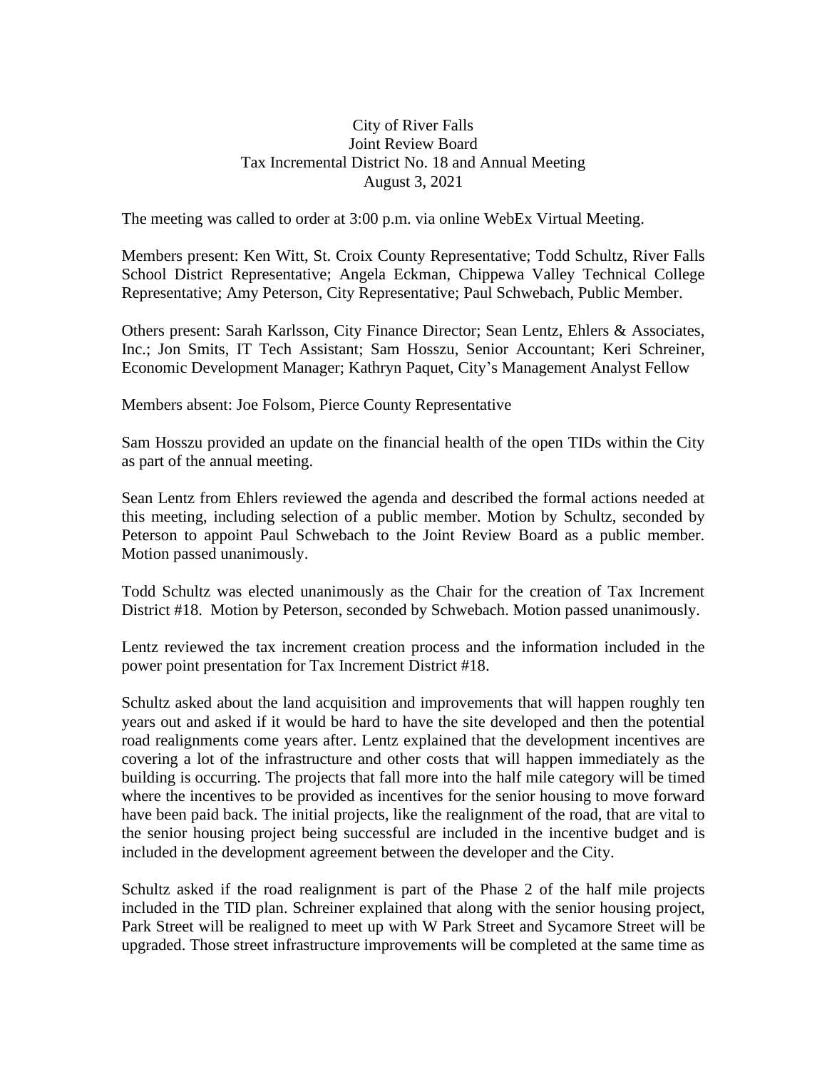City of River Falls
Joint Review Board
Tax Incremental District No. 18 and Annual Meeting
August 3, 2021

The meeting was called to order at 3:00 p.m. via online WebEx Virtual Meeting.

Members present: Ken Witt, St. Croix County Representative; Todd Schultz, River Falls School District Representative; Angela Eckman, Chippewa Valley Technical College Representative; Amy Peterson, City Representative; Paul Schwebach, Public Member.

Others present: Sarah Karlsson, City Finance Director; Sean Lentz, Ehlers & Associates, Inc.; Jon Smits, IT Tech Assistant; Sam Hosszu, Senior Accountant; Keri Schreiner, Economic Development Manager; Kathryn Paquet, City's Management Analyst Fellow

Members absent: Joe Folsom, Pierce County Representative

Sam Hosszu provided an update on the financial health of the open TIDs within the City as part of the annual meeting.

Sean Lentz from Ehlers reviewed the agenda and described the formal actions needed at this meeting, including selection of a public member. Motion by Schultz, seconded by Peterson to appoint Paul Schwebach to the Joint Review Board as a public member. Motion passed unanimously.

Todd Schultz was elected unanimously as the Chair for the creation of Tax Increment District #18. Motion by Peterson, seconded by Schwebach. Motion passed unanimously.

Lentz reviewed the tax increment creation process and the information included in the power point presentation for Tax Increment District #18.

Schultz asked about the land acquisition and improvements that will happen roughly ten years out and asked if it would be hard to have the site developed and then the potential road realignments come years after. Lentz explained that the development incentives are covering a lot of the infrastructure and other costs that will happen immediately as the building is occurring. The projects that fall more into the half mile category will be timed where the incentives to be provided as incentives for the senior housing to move forward have been paid back. The initial projects, like the realignment of the road, that are vital to the senior housing project being successful are included in the incentive budget and is included in the development agreement between the developer and the City.

Schultz asked if the road realignment is part of the Phase 2 of the half mile projects included in the TID plan. Schreiner explained that along with the senior housing project, Park Street will be realigned to meet up with W Park Street and Sycamore Street will be upgraded. Those street infrastructure improvements will be completed at the same time as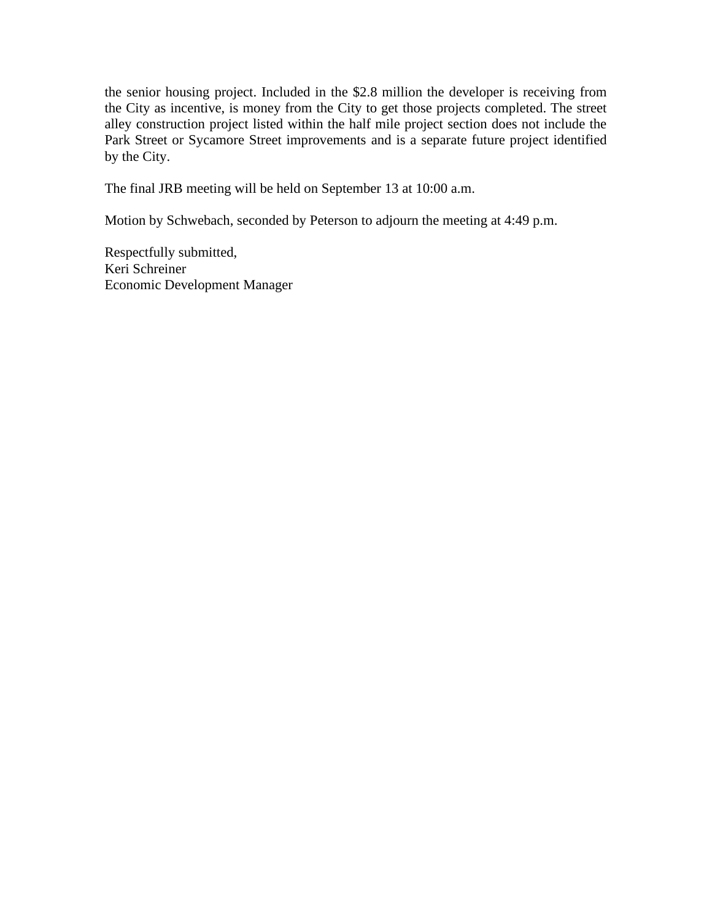the senior housing project. Included in the $2.8 million the developer is receiving from the City as incentive, is money from the City to get those projects completed. The street alley construction project listed within the half mile project section does not include the Park Street or Sycamore Street improvements and is a separate future project identified by the City.

The final JRB meeting will be held on September 13 at 10:00 a.m.

Motion by Schwebach, seconded by Peterson to adjourn the meeting at 4:49 p.m.

Respectfully submitted,
Keri Schreiner
Economic Development Manager